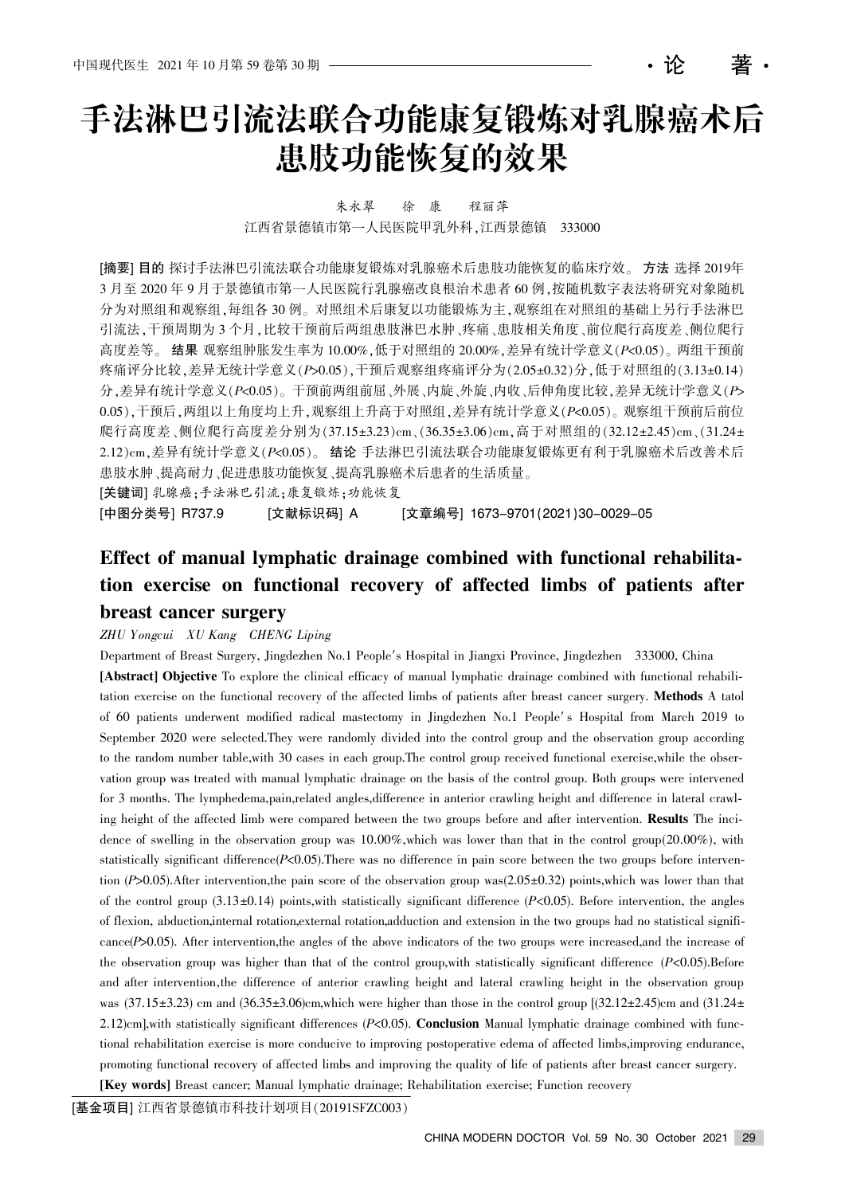·论 著·

# 手法淋巴引流法联合功能康复锻炼对乳腺癌术后患肢功能恢复的效果

朱永翠　徐 康　程丽萍

江西省景德镇市第一人民医院甲乳外科，江西景德镇　333000

**[摘要] 目的** 探讨手法淋巴引流法联合功能康复锻炼对乳腺癌术后患肢功能恢复的临床疗效。**方法** 选择 2019年3 月至 2020 年 9 月于景德镇市第一人民医院行乳腺癌改良根治术患者 60 例，按随机数字表法将研究对象随机分为对照组和观察组，每组各 30 例。对照组术后康复以功能锻炼为主，观察组在对照组的基础上另行手法淋巴引流法，干预周期为 3 个月，比较干预前后两组患肢淋巴水肿、疼痛、患肢相关角度、前位爬行高度差、侧位爬行高度差等。**结果** 观察组肿胀发生率为 10.00%，低于对照组的 20.00%，差异有统计学意义($P$<0.05)。两组干预前疼痛评分比较，差异无统计学意义($P$>0.05)，干预后观察组疼痛评分为(2.05±0.32)分，低于对照组的(3.13±0.14)分，差异有统计学意义($P$<0.05)。干预前两组前屈、外展、内旋、外旋、内收、后伸角度比较，差异无统计学意义($P$>0.05)，干预后，两组以上角度均上升，观察组上升高于对照组，差异有统计学意义($P$<0.05)。观察组干预前后前位爬行高度差、侧位爬行高度差分别为(37.15±3.23)cm、(36.35±3.06)cm，高于对照组的(32.12±2.45)cm、(31.24±2.12)cm，差异有统计学意义($P$<0.05)。**结论** 手法淋巴引流法联合功能康复锻炼更有利于乳腺癌术后改善术后患肢水肿、提高耐力、促进患肢功能恢复、提高乳腺癌术后患者的生活质量。

**[关键词]** 乳腺癌；手法淋巴引流；康复锻炼；功能恢复

**[中图分类号]** R737.9　　**[文献标识码]** A　　**[文章编号]** 1673-9701(2021)30-0029-05

## Effect of manual lymphatic drainage combined with functional rehabilitation exercise on functional recovery of affected limbs of patients after breast cancer surgery

*ZHU Yongcui　XU Kang　CHENG Liping*

Department of Breast Surgery, Jingdezhen No.1 People′s Hospital in Jiangxi Province, Jingdezhen　333000, China

**[Abstract] Objective** To explore the clinical efficacy of manual lymphatic drainage combined with functional rehabilitation exercise on the functional recovery of the affected limbs of patients after breast cancer surgery. **Methods** A tatol of 60 patients underwent modified radical mastectomy in Jingdezhen No.1 People′s Hospital from March 2019 to September 2020 were selected.They were randomly divided into the control group and the observation group according to the random number table,with 30 cases in each group.The control group received functional exercise,while the observation group was treated with manual lymphatic drainage on the basis of the control group. Both groups were intervened for 3 months. The lymphedema,pain,related angles,difference in anterior crawling height and difference in lateral crawling height of the affected limb were compared between the two groups before and after intervention. **Results** The incidence of swelling in the observation group was 10.00%,which was lower than that in the control group(20.00%), with statistically significant difference($P$<0.05).There was no difference in pain score between the two groups before intervention ($P$>0.05).After intervention,the pain score of the observation group was(2.05±0.32) points,which was lower than that of the control group (3.13±0.14) points,with statistically significant difference ($P$<0.05). Before intervention, the angles of flexion, abduction,internal rotation,external rotation,adduction and extension in the two groups had no statistical significance($P$>0.05). After intervention,the angles of the above indicators of the two groups were increased,and the increase of the observation group was higher than that of the control group,with statistically significant difference ($P$<0.05).Before and after intervention,the difference of anterior crawling height and lateral crawling height in the observation group was (37.15±3.23) cm and (36.35±3.06)cm,which were higher than those in the control group [(32.12±2.45)cm and (31.24±2.12)cm],with statistically significant differences ($P$<0.05). **Conclusion** Manual lymphatic drainage combined with functional rehabilitation exercise is more conducive to improving postoperative edema of affected limbs,improving endurance, promoting functional recovery of affected limbs and improving the quality of life of patients after breast cancer surgery.

**[Key words]** Breast cancer; Manual lymphatic drainage; Rehabilitation exercise; Function recovery

**[基金项目]** 江西省景德镇市科技计划项目(20191SFZC003)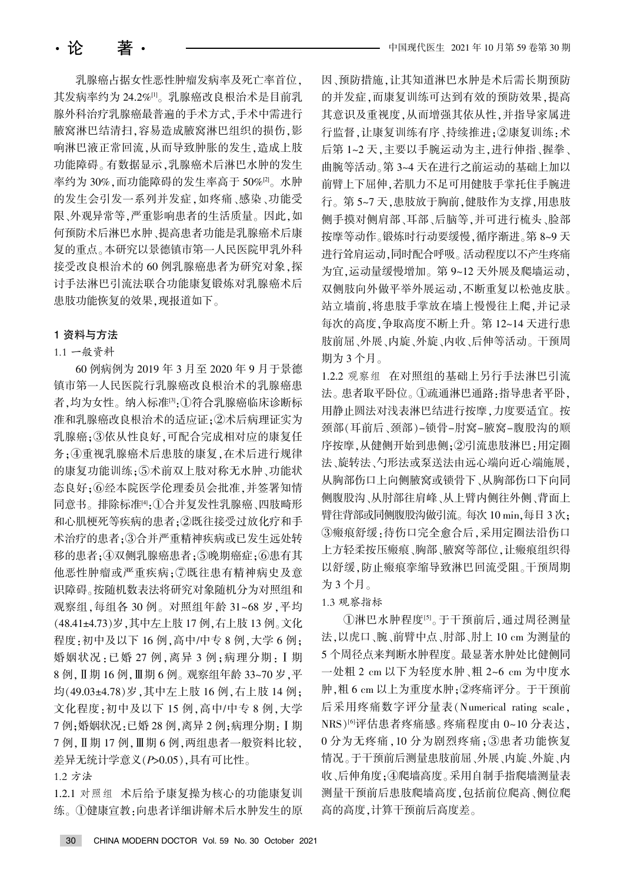乳腺癌占据女性恶性肿瘤发病率及死亡率首位，其发病率约为 24.2%[1]。乳腺癌改良根治术是目前乳腺外科治疗乳腺癌最普遍的手术方式，手术中需进行腋窝淋巴结清扫，容易造成腋窝淋巴组织的损伤，影响淋巴液正常回流，从而导致肿胀的发生，造成上肢功能障碍。有数据显示，乳腺癌术后淋巴水肿的发生率约为 30%，而功能障碍的发生率高于 50%[2]。水肿的发生会引发一系列并发症，如疼痛、感染、功能受限、外观异常等，严重影响患者的生活质量。因此，如何预防术后淋巴水肿、提高患者功能是乳腺癌术后康复的重点。本研究以景德镇市第一人民医院甲乳外科接受改良根治术的 60 例乳腺癌患者为研究对象，探讨手法淋巴引流法联合功能康复锻炼对乳腺癌术后患肢功能恢复的效果，现报道如下。

## 1 资料与方法

### 1.1 一般资料

60 例病例为 2019 年 3 月至 2020 年 9 月于景德镇市第一人民医院行乳腺癌改良根治术的乳腺癌患者，均为女性。纳入标准[3]：①符合乳腺癌临床诊断标准和乳腺癌改良根治术的适应证；②术后病理证实为乳腺癌；③依从性良好，可配合完成相对应的康复任务；④重视乳腺癌术后患肢的康复，在术后进行规律的康复功能训练；⑤术前双上肢对称无水肿、功能状态良好；⑥经本院医学伦理委员会批准，并签署知情同意书。排除标准[4]：①合并复发性乳腺癌、四肢畸形和心肌梗死等疾病的患者；②既往接受过放化疗和手术治疗的患者；③合并严重精神疾病或已发生远处转移的患者；④双侧乳腺癌患者；⑤晚期癌症；⑥患有其他恶性肿瘤或严重疾病；⑦既往患有精神病史及意识障碍。按随机数表法将研究对象随机分为对照组和观察组，每组各 30 例。对照组年龄 31~68 岁，平均(48.41±4.73)岁，其中左上肢 17 例，右上肢 13 例。文化程度：初中及以下 16 例，高中/中专 8 例，大学 6 例；婚姻状况：已婚 27 例，离异 3 例；病理分期：Ⅰ期 8 例，Ⅱ期 16 例，Ⅲ期 6 例。观察组年龄 33~70 岁，平均(49.03±4.78)岁，其中左上肢 16 例，右上肢 14 例；文化程度：初中及以下 15 例，高中/中专 8 例，大学 7 例；婚姻状况：已婚 28 例，离异 2 例；病理分期：Ⅰ期 7 例，Ⅱ期 17 例，Ⅲ期 6 例，两组患者一般资料比较，差异无统计学意义($P$>0.05)，具有可比性。

### 1.2 方法

1.2.1 对照组　术后给予康复操为核心的功能康复训练。①健康宣教：向患者详细讲解术后水肿发生的原因、预防措施，让其知道淋巴水肿是术后需长期预防的并发症，而康复训练可达到有效的预防效果，提高其意识及重视度，从而增强其依从性，并指导家属进行监督，让康复训练有序、持续推进；②康复训练：术后第 1~2 天，主要以手腕运动为主，进行伸指、握拳、曲腕等活动。第 3~4 天在进行之前运动的基础上加以前臂上下屈伸，若肌力不足可用健肢手掌托住手腕进行。第 5~7 天，患肢放于胸前，健肢作为支撑，用患肢侧手摸对侧肩部、耳部、后脑等，并可进行梳头、脸部按摩等动作。锻炼时行动要缓慢，循序渐进。第 8~9 天进行耸肩运动，同时配合呼吸。活动程度以不产生疼痛为宜，运动量缓慢增加。第 9~12 天外展及爬墙运动，双侧肢向外侧做平举外展运动，不断重复以松弛皮肤。站立墙前，将患肢手掌放在墙上慢慢往上爬，并记录每次的高度，争取高度不断上升。第 12~14 天进行患肢前屈、外展、内旋、外旋、内收、后伸等活动。干预周期为 3 个月。

1.2.2 观察组　在对照组的基础上另行手法淋巴引流法。患者取平卧位。①疏通淋巴通路：指导患者平卧，用静止圆法对浅表淋巴结进行按摩，力度要适宜。按颈部(耳前后、颈部)-锁骨-肘窝-腋窝-腹股沟的顺序按摩，从健侧开始到患侧；②引流患肢淋巴：用定圈法、旋转法、勺形法或泵送法由远心端向近心端施展，从胸部伤口上向侧腋窝或锁骨下、从胸部伤口下向同侧腹股沟、从肘部往肩峰、从上臂内侧往外侧、背面上臂往背部或同侧腹股沟做引流。每次 10 min，每日 3 次；③瘢痕舒缓：待伤口完全愈合后，采用定圈法沿伤口上方轻柔按压瘢痕、胸部、腋窝等部位，让瘢痕组织得以舒缓，防止瘢痕挛缩导致淋巴回流受阻。干预周期为 3 个月。

### 1.3 观察指标

①淋巴水肿程度[5]。于干预前后，通过周径测量法，以虎口、腕、前臂中点、肘部、肘上 10 cm 为测量的 5 个周径点来判断水肿程度。最显著水肿处比健侧同一处粗 2 cm 以下为轻度水肿、粗 2~6 cm 为中度水肿，粗 6 cm 以上为重度水肿；②疼痛评分。于干预前后采用疼痛数字评分量表(Numerical rating scale，NRS)[6]评估患者疼痛感。疼痛程度由 0~10 分表达，0 分为无疼痛，10 分为剧烈疼痛；③患者功能恢复情况。于干预前后测量患肢前屈、外展、内旋、外旋、内收、后伸角度；④爬墙高度。采用自制手指爬墙测量表测量干预前后患肢爬墙高度，包括前位爬高、侧位爬高的高度，计算干预前后高度差。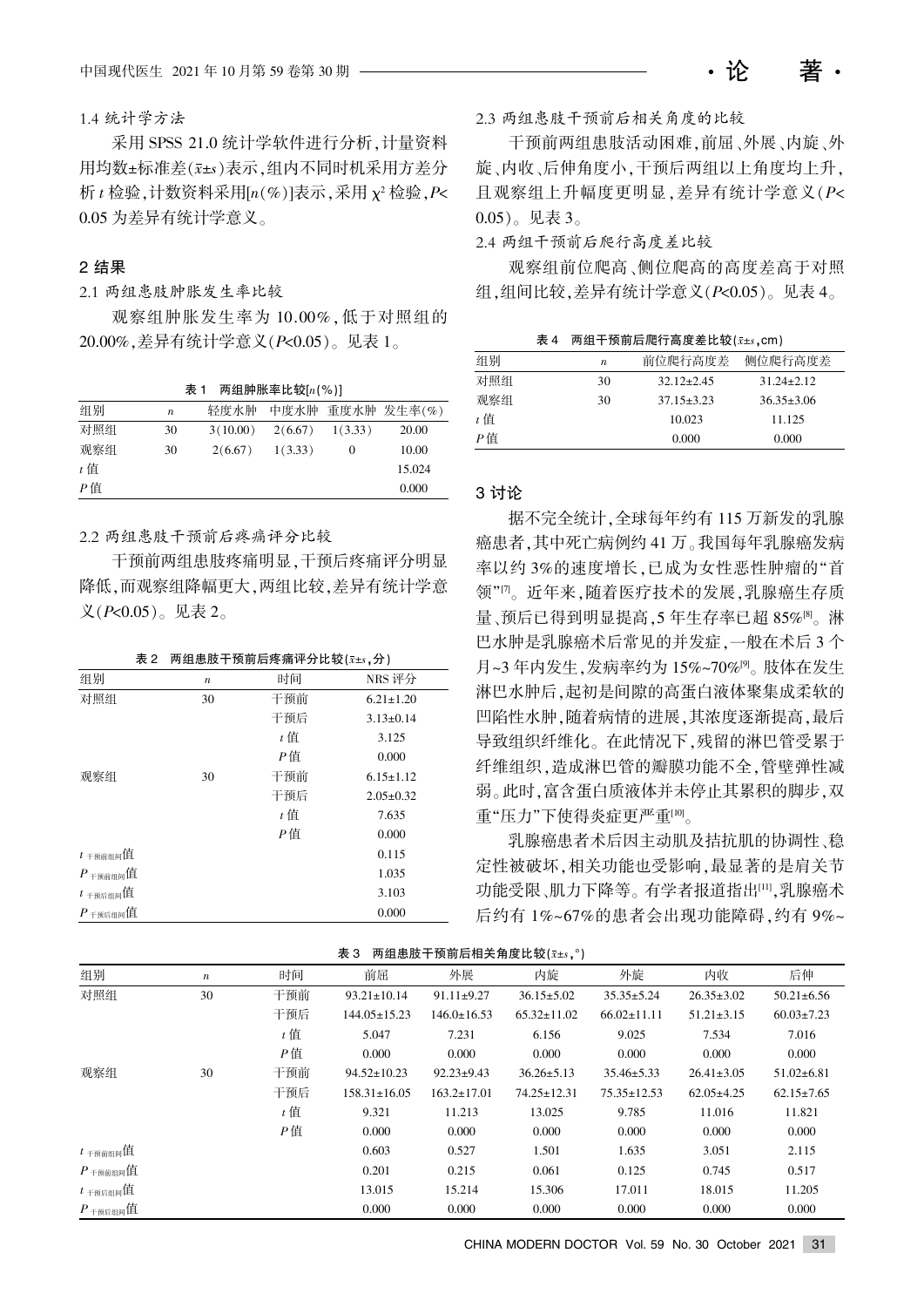### 1.4 统计学方法

采用 SPSS 21.0 统计学软件进行分析，计量资料用均数±标准差($\bar{x}\pm s$)表示，组内不同时机采用方差分析 $t$ 检验，计数资料采用[$n$(%)]表示，采用 $\chi^2$ 检验，$P<0.05$ 为差异有统计学意义。

## 2 结果

### 2.1 两组患肢肿胀发生率比较

观察组肿胀发生率为 10.00%，低于对照组的 20.00%，差异有统计学意义($P<0.05$)。见表 1。

表 1 两组肿胀率比较[$n$(%)]

| 组别 | $n$ | 轻度水肿 | 中度水肿 | 重度水肿 | 发生率(%) |
|---|---|---|---|---|---|
| 对照组 | 30 | 3(10.00) | 2(6.67) | 1(3.33) | 20.00 |
| 观察组 | 30 | 2(6.67) | 1(3.33) | 0 | 10.00 |
| $t$ 值 | | | | | 15.024 |
| $P$ 值 | | | | | 0.000 |

### 2.2 两组患肢干预前后疼痛评分比较

干预前两组患肢疼痛明显，干预后疼痛评分明显降低，而观察组降幅更大，两组比较，差异有统计学意义($P<0.05$)。见表 2。

表 2 两组患肢干预前后疼痛评分比较($\bar{x}\pm s$，分)

| 组别 | $n$ | 时间 | NRS 评分 |
|---|---|---|---|
| 对照组 | 30 | 干预前 | 6.21±1.20 |
| | | 干预后 | 3.13±0.14 |
| | | $t$ 值 | 3.125 |
| | | $P$ 值 | 0.000 |
| 观察组 | 30 | 干预前 | 6.15±1.12 |
| | | 干预后 | 2.05±0.32 |
| | | $t$ 值 | 7.635 |
| | | $P$ 值 | 0.000 |
| $t_{干预前组间}$值 | | | 0.115 |
| $P_{干预前组间}$值 | | | 1.035 |
| $t_{干预后组间}$值 | | | 3.103 |
| $P_{干预后组间}$值 | | | 0.000 |

### 2.3 两组患肢干预前后相关角度的比较

干预前两组患肢活动困难，前屈、外展、内旋、外旋、内收、后伸角度小，干预后两组以上角度均上升，且观察组上升幅度更明显，差异有统计学意义($P<0.05$)。见表 3。

表 3 两组患肢干预前后相关角度比较($\bar{x}\pm s$，°)

| 组别 | $n$ | 时间 | 前屈 | 外展 | 内旋 | 外旋 | 内收 | 后伸 |
|---|---|---|---|---|---|---|---|---|
| 对照组 | 30 | 干预前 | 93.21±10.14 | 91.11±9.27 | 36.15±5.02 | 35.35±5.24 | 26.35±3.02 | 50.21±6.56 |
| | | 干预后 | 144.05±15.23 | 146.0±16.53 | 65.32±11.02 | 66.02±11.11 | 51.21±3.15 | 60.03±7.23 |
| | | $t$ 值 | 5.047 | 7.231 | 6.156 | 9.025 | 7.534 | 7.016 |
| | | $P$ 值 | 0.000 | 0.000 | 0.000 | 0.000 | 0.000 | 0.000 |
| 观察组 | 30 | 干预前 | 94.52±10.23 | 92.23±9.43 | 36.26±5.13 | 35.46±5.33 | 26.41±3.05 | 51.02±6.81 |
| | | 干预后 | 158.31±16.05 | 163.2±17.01 | 74.25±12.31 | 75.35±12.53 | 62.05±4.25 | 62.15±7.65 |
| | | $t$ 值 | 9.321 | 11.213 | 13.025 | 9.785 | 11.016 | 11.821 |
| | | $P$ 值 | 0.000 | 0.000 | 0.000 | 0.000 | 0.000 | 0.000 |
| $t_{干预前组间}$值 | | | 0.603 | 0.527 | 1.501 | 1.635 | 3.051 | 2.115 |
| $P_{干预前组间}$值 | | | 0.201 | 0.215 | 0.061 | 0.125 | 0.745 | 0.517 |
| $t_{干预后组间}$值 | | | 13.015 | 15.214 | 15.306 | 17.011 | 18.015 | 11.205 |
| $P_{干预后组间}$值 | | | 0.000 | 0.000 | 0.000 | 0.000 | 0.000 | 0.000 |

### 2.4 两组干预前后爬行高度差比较

观察组前位爬高、侧位爬高的高度差高于对照组，组间比较，差异有统计学意义($P<0.05$)。见表 4。

表 4 两组干预前后爬行高度差比较($\bar{x}\pm s$，cm)

| 组别 | $n$ | 前位爬行高度差 | 侧位爬行高度差 |
|---|---|---|---|
| 对照组 | 30 | 32.12±2.45 | 31.24±2.12 |
| 观察组 | 30 | 37.15±3.23 | 36.35±3.06 |
| $t$ 值 | | 10.023 | 11.125 |
| $P$ 值 | | 0.000 | 0.000 |

## 3 讨论

据不完全统计，全球每年约有 115 万新发的乳腺癌患者，其中死亡病例约 41 万。我国每年乳腺癌发病率以约 3%的速度增长，已成为女性恶性肿瘤的"首领"[7]。近年来，随着医疗技术的发展，乳腺癌生存质量、预后已得到明显提高，5 年生存率已超 85%[8]。淋巴水肿是乳腺癌术后常见的并发症，一般在术后 3 个月~3 年内发生，发病率约为 15%~70%[9]。肢体在发生淋巴水肿后，起初是间隙的高蛋白液体聚集成柔软的凹陷性水肿，随着病情的进展，其浓度逐渐提高，最后导致组织纤维化。在此情况下，残留的淋巴管受累于纤维组织，造成淋巴管的瓣膜功能不全，管壁弹性减弱。此时，富含蛋白质液体并未停止其累积的脚步，双重"压力"下使得炎症更严重[10]。

乳腺癌患者术后因主动肌及拮抗肌的协调性、稳定性被破坏，相关功能也受影响，最显著的是肩关节功能受限、肌力下降等。有学者报道指出[11]，乳腺癌术后约有 1%~67%的患者会出现功能障碍，约有 9%~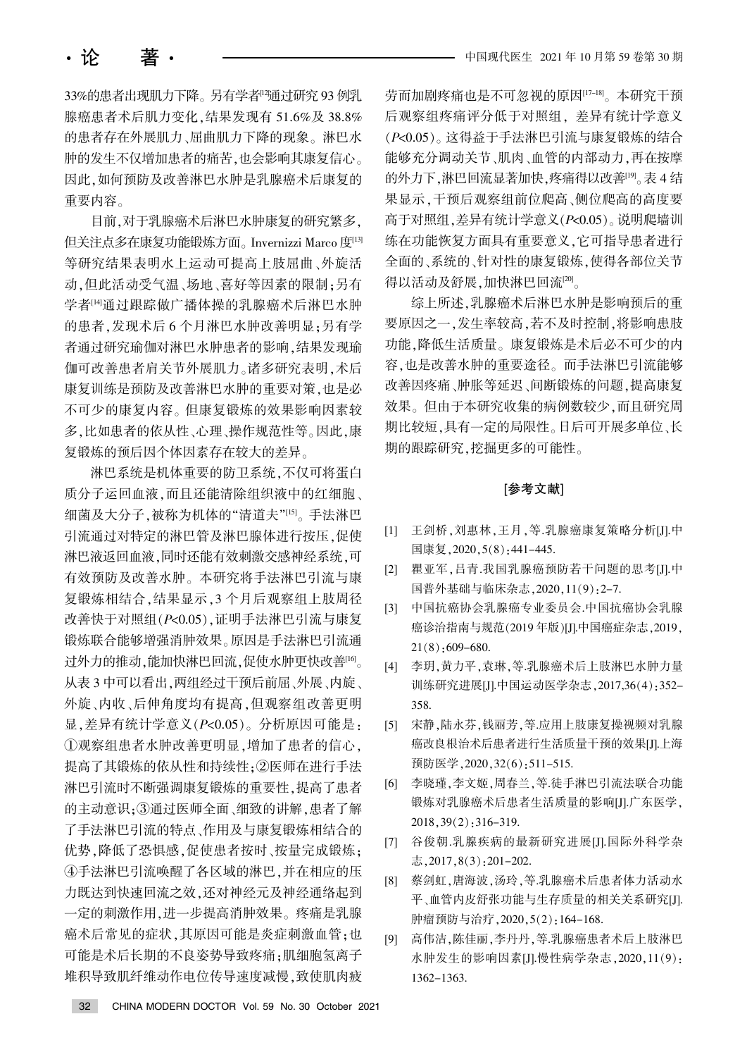33%的患者出现肌力下降。另有学者[12]通过研究93例乳腺癌患者术后肌力变化，结果发现有51.6%及38.8%的患者存在外展肌力、屈曲肌力下降的现象。淋巴水肿的发生不仅增加患者的痛苦，也会影响其康复信心。因此，如何预防及改善淋巴水肿是乳腺癌术后康复的重要内容。

目前，对于乳腺癌术后淋巴水肿康复的研究繁多，但关注点多在康复功能锻炼方面。Invernizzi Marco度[13]等研究结果表明水上运动可提高上肢屈曲、外旋活动，但此活动受气温、场地、喜好等因素的限制；另有学者[14]通过跟踪做广播体操的乳腺癌术后淋巴水肿的患者，发现术后6个月淋巴水肿改善明显；另有学者通过研究瑜伽对淋巴水肿患者的影响，结果发现瑜伽可改善患者肩关节外展肌力。诸多研究表明，术后康复训练是预防及改善淋巴水肿的重要对策，也是必不可少的康复内容。但康复锻炼的效果影响因素较多，比如患者的依从性、心理、操作规范性等。因此，康复锻炼的预后因个体因素存在较大的差异。

淋巴系统是机体重要的防卫系统，不仅可将蛋白质分子运回血液，而且还能清除组织液中的红细胞、细菌及大分子，被称为机体的"清道夫"[15]。手法淋巴引流通过对特定的淋巴管及淋巴腺体进行按压，促使淋巴液返回血液，同时还能有效刺激交感神经系统，可有效预防及改善水肿。本研究将手法淋巴引流与康复锻炼相结合，结果显示，3个月后观察组上肢周径改善快于对照组($P<0.05$)，证明手法淋巴引流与康复锻炼联合能够增强消肿效果。原因是手法淋巴引流通过外力的推动，能加快淋巴回流，促使水肿更快改善[16]。从表3中可以看出，两组经过干预后前屈、外展、内旋、外旋、内收、后伸角度均有提高，但观察组改善更明显，差异有统计学意义($P<0.05$)。分析原因可能是：①观察组患者水肿改善更明显，增加了患者的信心，提高了其锻炼的依从性和持续性；②医师在进行手法淋巴引流时不断强调康复锻炼的重要性，提高了患者的主动意识；③通过医师全面、细致的讲解，患者了解了手法淋巴引流的特点、作用及与康复锻炼相结合的优势，降低了恐惧感，促使患者按时、按量完成锻炼；④手法淋巴引流唤醒了各区域的淋巴，并在相应的压力既达到快速回流之效，还对神经元及神经通络起到一定的刺激作用，进一步提高消肿效果。疼痛是乳腺癌术后常见的症状，其原因可能是炎症刺激血管；也可能是术后长期的不良姿势导致疼痛；肌细胞氢离子堆积导致肌纤维动作电位传导速度减慢，致使肌肉疲劳而加剧疼痛也是不可忽视的原因[17-18]。本研究干预后观察组疼痛评分低于对照组，差异有统计学意义($P<0.05$)。这得益于手法淋巴引流与康复锻炼的结合能够充分调动关节、肌肉、血管的内部动力，再在按摩的外力下，淋巴回流显著加快，疼痛得以改善[19]。表4结果显示，干预后观察组前位爬高、侧位爬高的高度要高于对照组，差异有统计学意义($P<0.05$)。说明爬墙训练在功能恢复方面具有重要意义，它可指导患者进行全面的、系统的、针对性的康复锻炼，使得各部位关节得以活动及舒展，加快淋巴回流[20]。

综上所述，乳腺癌术后淋巴水肿是影响预后的重要原因之一，发生率较高，若不及时控制，将影响患肢功能，降低生活质量。康复锻炼是术后必不可少的内容，也是改善水肿的重要途径。而手法淋巴引流能够改善因疼痛、肿胀等延迟、间断锻炼的问题，提高康复效果。但由于本研究收集的病例数较少，而且研究周期比较短，具有一定的局限性。日后可开展多单位、长期的跟踪研究，挖掘更多的可能性。

## [参考文献]

[1] 王剑桥，刘惠林，王月，等.乳腺癌康复策略分析[J].中国康复，2020，5(8)：441–445.

[2] 瞿亚军，吕青.我国乳腺癌预防若干问题的思考[J].中国普外基础与临床杂志，2020，11(9)：2–7.

[3] 中国抗癌协会乳腺癌专业委员会.中国抗癌协会乳腺癌诊治指南与规范(2019年版)[J].中国癌症杂志，2019，21(8)：609–680.

[4] 李玥，黄力平，袁琳，等.乳腺癌术后上肢淋巴水肿力量训练研究进展[J].中国运动医学杂志，2017，36(4)：352–358.

[5] 宋静，陆永芬，钱丽芳，等.应用上肢康复操视频对乳腺癌改良根治术后患者进行生活质量干预的效果[J].上海预防医学，2020，32(6)：511–515.

[6] 李晓瑾，李文姬，周春兰，等.徒手淋巴引流法联合功能锻炼对乳腺癌术后患者生活质量的影响[J].广东医学，2018，39(2)：316–319.

[7] 谷俊朝.乳腺疾病的最新研究进展[J].国际外科学杂志，2017，8(3)：201–202.

[8] 蔡剑虹，唐海波，汤玲，等.乳腺癌术后患者体力活动水平、血管内皮舒张功能与生存质量的相关关系研究[J].肿瘤预防与治疗，2020，5(2)：164–168.

[9] 高伟洁，陈佳丽，李丹丹，等.乳腺癌患者术后上肢淋巴水肿发生的影响因素[J].慢性病学杂志，2020，11(9)：1362–1363.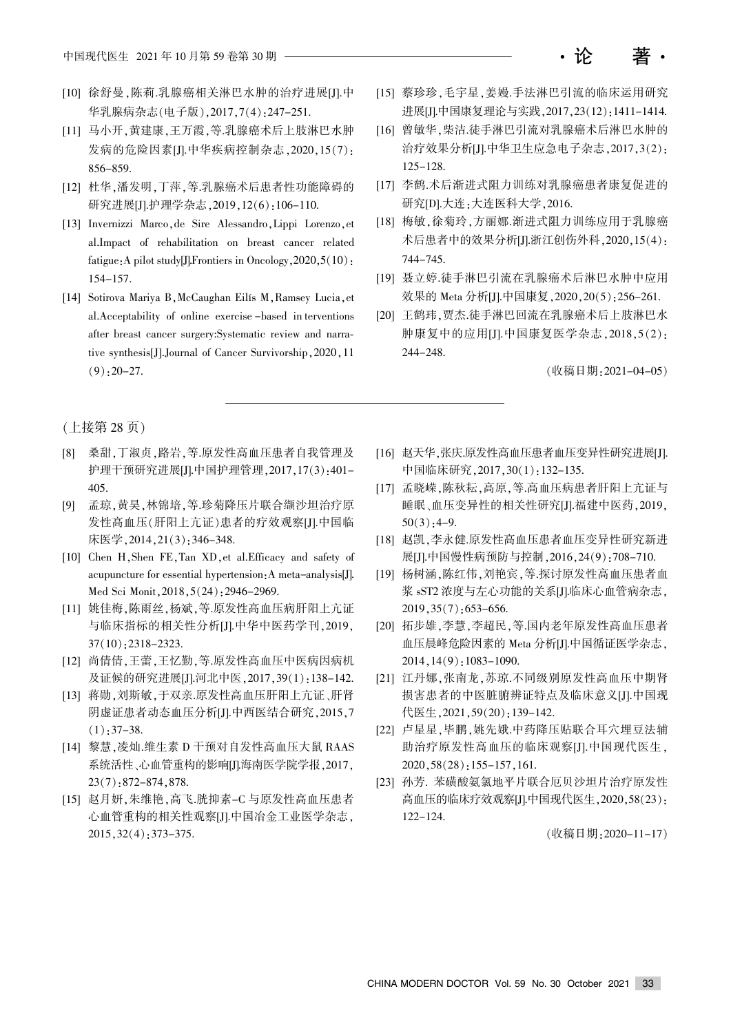[10] 徐舒曼,陈莉.乳腺癌相关淋巴水肿的治疗进展[J].中华乳腺病杂志(电子版),2017,7(4):247-251.

[11] 马小开,黄建康,王万霞,等.乳腺癌术后上肢淋巴水肿发病的危险因素[J].中华疾病控制杂志,2020,15(7):856-859.

[12] 杜华,潘发明,丁萍,等.乳腺癌术后患者性功能障碍的研究进展[J].护理学杂志,2019,12(6):106-110.

[13] Invernizzi Marco,de Sire Alessandro,Lippi Lorenzo,et al.Impact of rehabilitation on breast cancer related fatigue:A pilot study[J].Frontiers in Oncology,2020,5(10):154-157.

[14] Sotirova Mariya B,McCaughan Eilís M,Ramsey Lucia,et al.Acceptability of online exercise-based in terventions after breast cancer surgery:Systematic review and narrative synthesis[J].Journal of Cancer Survivorship,2020,11(9):20-27.

[15] 蔡珍珍,毛宇星,姜嫚.手法淋巴引流的临床运用研究进展[J].中国康复理论与实践,2017,23(12):1411-1414.

[16] 曾敏华,柴洁.徒手淋巴引流对乳腺癌术后淋巴水肿的治疗效果分析[J].中华卫生应急电子杂志,2017,3(2):125-128.

[17] 李鹤.术后渐进式阻力训练对乳腺癌患者康复促进的研究[D].大连:大连医科大学,2016.

[18] 梅敏,徐菊玲,方丽娜.渐进式阻力训练应用于乳腺癌术后患者中的效果分析[J].浙江创伤外科,2020,15(4):744-745.

[19] 聂立婷.徒手淋巴引流在乳腺癌术后淋巴水肿中应用效果的 Meta 分析[J].中国康复,2020,20(5):256-261.

[20] 王鹤玮,贾杰.徒手淋巴回流在乳腺癌术后上肢淋巴水肿康复中的应用[J].中国康复医学杂志,2018,5(2):244-248.

(收稿日期:2021-04-05)

---

(上接第 28 页)

[8] 桑甜,丁淑贞,路岩,等.原发性高血压患者自我管理及护理干预研究进展[J].中国护理管理,2017,17(3):401-405.

[9] 孟琼,黄昊,林锦培,等.珍菊降压片联合缬沙坦治疗原发性高血压(肝阳上亢证)患者的疗效观察[J].中国临床医学,2014,21(3):346-348.

[10] Chen H,Shen FE,Tan XD,et al.Efficacy and safety of acupuncture for essential hypertension:A meta-analysis[J].Med Sci Monit,2018,5(24):2946-2969.

[11] 姚佳梅,陈雨丝,杨斌,等.原发性高血压病肝阳上亢证与临床指标的相关性分析[J].中华中医药学刊,2019,37(10):2318-2323.

[12] 尚倩倩,王蕾,王忆勤,等.原发性高血压中医病因病机及证候的研究进展[J].河北中医,2017,39(1):138-142.

[13] 蒋勋,刘斯敏,于双亲.原发性高血压肝阳上亢证、肝肾阴虚证患者动态血压分析[J].中西医结合研究,2015,7(1):37-38.

[14] 黎慧,凌灿.维生素 D 干预对自发性高血压大鼠 RAAS 系统活性、心血管重构的影响[J].海南医学院学报,2017,23(7):872-874,878.

[15] 赵月妍,朱维艳,高飞.胱抑素-C 与原发性高血压患者心血管重构的相关性观察[J].中国冶金工业医学杂志,2015,32(4):373-375.

[16] 赵天华,张庆.原发性高血压患者血压变异性研究进展[J].中国临床研究,2017,30(1):132-135.

[17] 孟晓嵘,陈秋耘,高原,等.高血压病患者肝阳上亢证与睡眠、血压变异性的相关性研究[J].福建中医药,2019,50(3):4-9.

[18] 赵凯,李永健.原发性高血压患者血压变异性研究新进展[J].中国慢性病预防与控制,2016,24(9):708-710.

[19] 杨树涵,陈红伟,刘艳宾,等.探讨原发性高血压患者血浆 sST2 浓度与左心功能的关系[J].临床心血管病杂志,2019,35(7):653-656.

[20] 拓步雄,李慧,李超民,等.国内老年原发性高血压患者血压晨峰危险因素的 Meta 分析[J].中国循证医学杂志,2014,14(9):1083-1090.

[21] 江丹娜,张南龙,苏琼.不同级别原发性高血压中期肾损害患者的中医脏腑辨证特点及临床意义[J].中国现代医生,2021,59(20):139-142.

[22] 卢星星,毕鹏,姚先娥.中药降压贴联合耳穴埋豆法辅助治疗原发性高血压的临床观察[J].中国现代医生,2020,58(28):155-157,161.

[23] 孙芳. 苯磺酸氨氯地平片联合厄贝沙坦片治疗原发性高血压的临床疗效观察[J].中国现代医生,2020,58(23):122-124.

(收稿日期:2020-11-17)